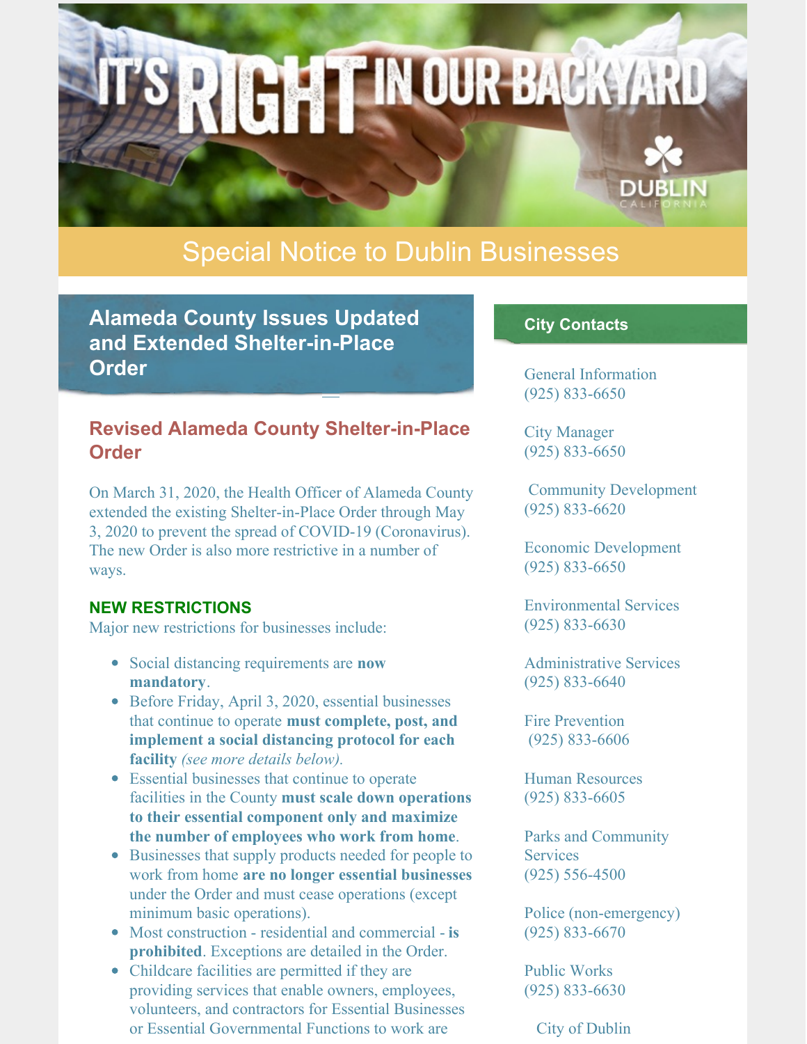# Special Notice to Dublin Businesses

## Alameda County Issues Updated and Extended Shelter-in-Place Order

### Revised Alameda County Shelter-in-Place Order

On March 31, 2020, the Health Officer of Alameda County extended the existing Shelter-in-Place Order through May 3, 2020 to prevent the spread of COVID-19 (Coronavirus). The new Order is also more restrictive in a number of ways.

**NEW RESTRICTIONS**

Major new restrictions for businesses include:

- Social distancing requirements are **now mandatory**.
- Before Friday, April 3, 2020, essential businesses that continue to operate **must complete, post, and implement a social distancing protocol for each facility** *(see more details below).*
- Essential businesses that continue to operate facilities in the County **must scale down operations to their essential component only and maximize the number of employees who work from home**.
- Businesses that supply products needed for people to work from home **are no longer essential businesses** under the Order and must cease operations (except minimum basic operations).
- Most construction - residential and commercial - **is prohibited**. Exceptions are detailed in the Order.
- Childcare facilities are permitted if they are providing services that enable owners, employees, volunteers, and contractors for Essential Businesses or Essential Governmental Functions to work are

**City Contacts**

General Information
(925) 833-6650

City Manager
(925) 833-6650

Community Development
(925) 833-6620

Economic Development
(925) 833-6650

Environmental Services
(925) 833-6630

Administrative Services
(925) 833-6640

Fire Prevention
(925) 833-6606

Human Resources
(925) 833-6605

Parks and Community Services
(925) 556-4500

Police (non-emergency)
(925) 833-6670

Public Works
(925) 833-6630

City of Dublin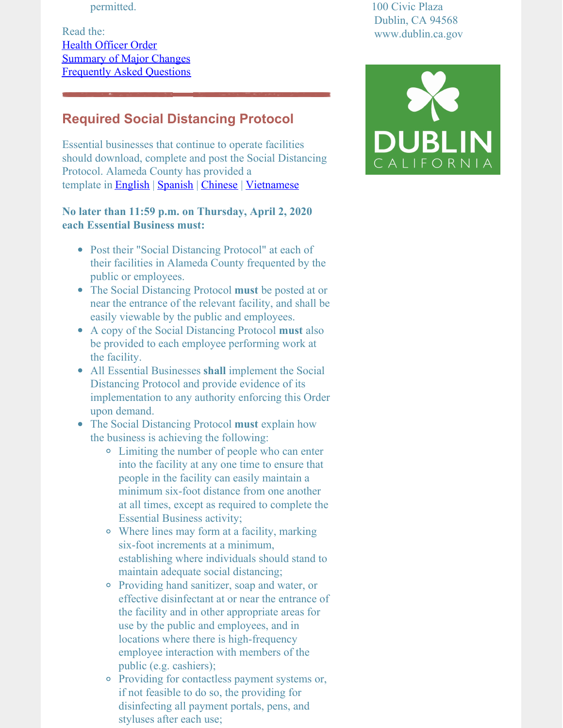permitted.

Read the:
Health Officer Order
Summary of Major Changes
Frequently Asked Questions

---

## Required Social Distancing Protocol

Essential businesses that continue to operate facilities should download, complete and post the Social Distancing Protocol. Alameda County has provided a template in English | Spanish | Chinese | Vietnamese

**No later than 11:59 p.m. on Thursday, April 2, 2020 each Essential Business must:**

- Post their "Social Distancing Protocol" at each of their facilities in Alameda County frequented by the public or employees.
- The Social Distancing Protocol **must** be posted at or near the entrance of the relevant facility, and shall be easily viewable by the public and employees.
- A copy of the Social Distancing Protocol **must** also be provided to each employee performing work at the facility.
- All Essential Businesses **shall** implement the Social Distancing Protocol and provide evidence of its implementation to any authority enforcing this Order upon demand.
- The Social Distancing Protocol **must** explain how the business is achieving the following:
  - Limiting the number of people who can enter into the facility at any one time to ensure that people in the facility can easily maintain a minimum six-foot distance from one another at all times, except as required to complete the Essential Business activity;
  - Where lines may form at a facility, marking six-foot increments at a minimum, establishing where individuals should stand to maintain adequate social distancing;
  - Providing hand sanitizer, soap and water, or effective disinfectant at or near the entrance of the facility and in other appropriate areas for use by the public and employees, and in locations where there is high-frequency employee interaction with members of the public (e.g. cashiers);
  - Providing for contactless payment systems or, if not feasible to do so, the providing for disinfecting all payment portals, pens, and styluses after each use;

100 Civic Plaza
Dublin, CA 94568
www.dublin.ca.gov

DUBLIN CALIFORNIA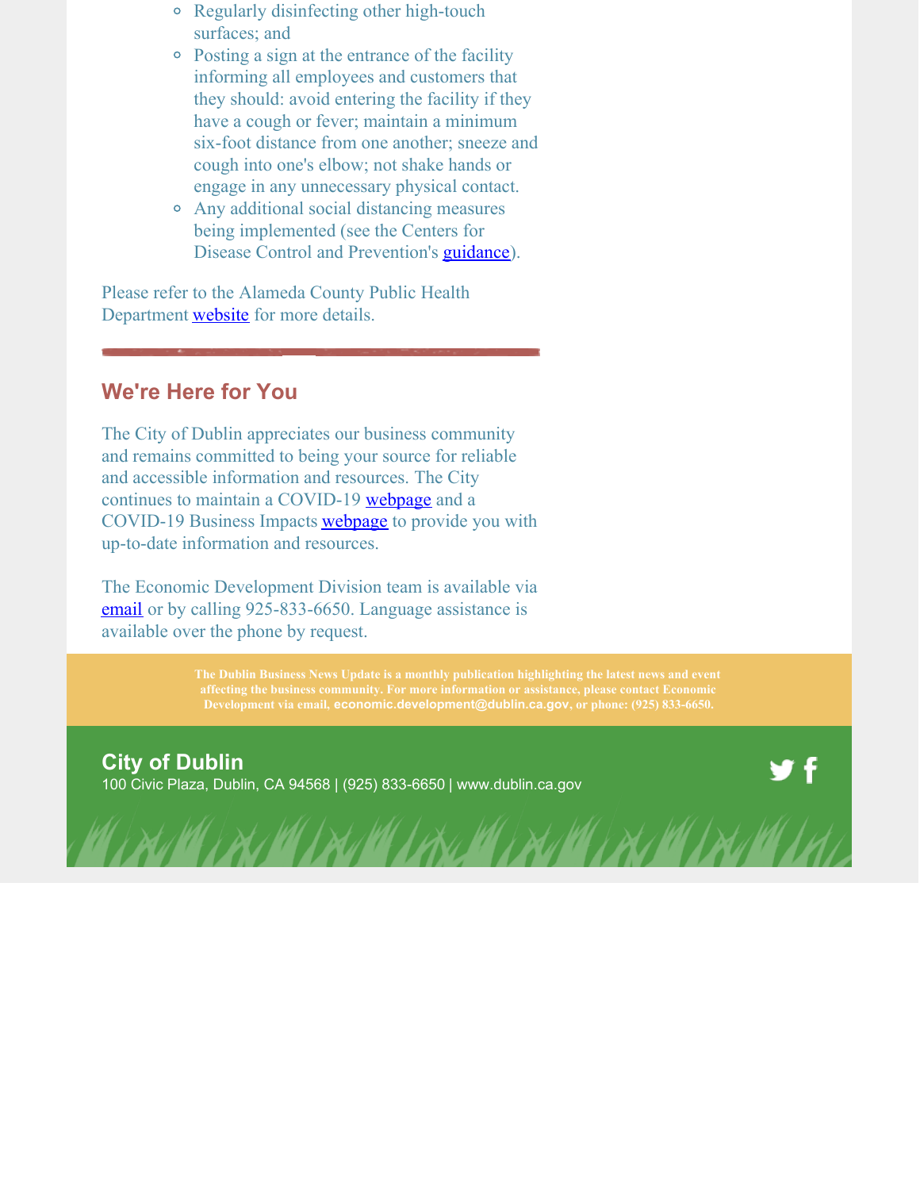- Regularly disinfecting other high-touch surfaces; and
- Posting a sign at the entrance of the facility informing all employees and customers that they should: avoid entering the facility if they have a cough or fever; maintain a minimum six-foot distance from one another; sneeze and cough into one's elbow; not shake hands or engage in any unnecessary physical contact.
- Any additional social distancing measures being implemented (see the Centers for Disease Control and Prevention's guidance).

Please refer to the Alameda County Public Health Department website for more details.

## We're Here for You

The City of Dublin appreciates our business community and remains committed to being your source for reliable and accessible information and resources. The City continues to maintain a COVID-19 webpage and a COVID-19 Business Impacts webpage to provide you with up-to-date information and resources.

The Economic Development Division team is available via email or by calling 925-833-6650. Language assistance is available over the phone by request.

**The Dublin Business News Update is a monthly publication highlighting the latest news and event affecting the business community. For more information or assistance, please contact Economic Development via email, economic.development@dublin.ca.gov, or phone: (925) 833-6650.**

**City of Dublin**
100 Civic Plaza, Dublin, CA 94568 | (925) 833-6650 | www.dublin.ca.gov